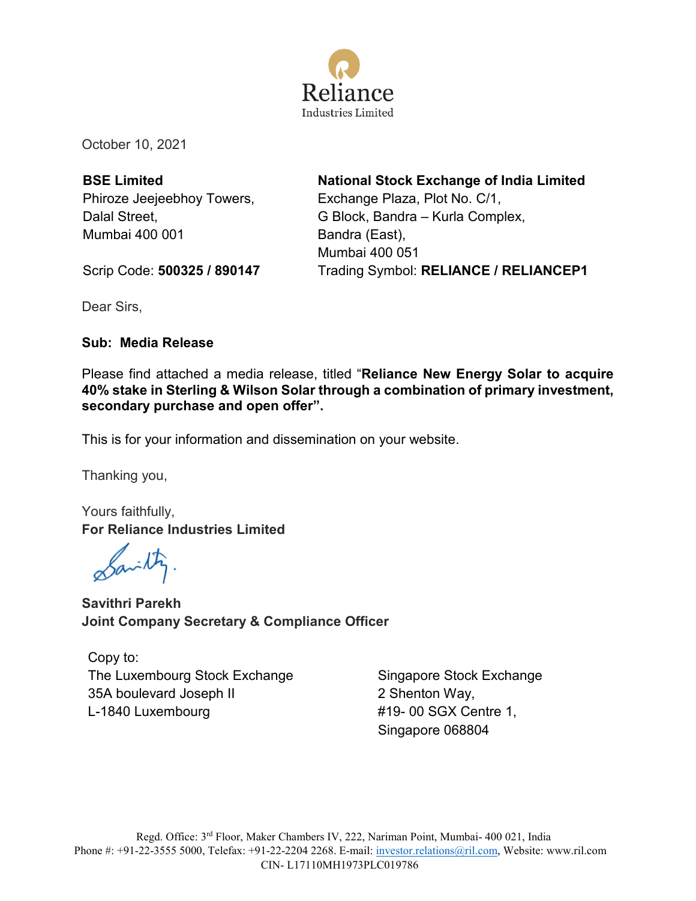Reliance
Industries Limited

October 10, 2021

**BSE Limited**
Phiroze Jeejeebhoy Towers,
Dalal Street,
Mumbai 400 001

Scrip Code: **500325 / 890147**

**National Stock Exchange of India Limited**
Exchange Plaza, Plot No. C/1,
G Block, Bandra – Kurla Complex,
Bandra (East),
Mumbai 400 051

Trading Symbol: **RELIANCE / RELIANCEP1**

Dear Sirs,

**Sub: Media Release**

Please find attached a media release, titled "**Reliance New Energy Solar to acquire 40% stake in Sterling & Wilson Solar through a combination of primary investment, secondary purchase and open offer".**

This is for your information and dissemination on your website.

Thanking you,

Yours faithfully,
**For Reliance Industries Limited**

**Savithri Parekh**
**Joint Company Secretary & Compliance Officer**

Copy to:

The Luxembourg Stock Exchange
35A boulevard Joseph II
L-1840 Luxembourg

Singapore Stock Exchange
2 Shenton Way,
#19- 00 SGX Centre 1,
Singapore 068804

Regd. Office: 3rd Floor, Maker Chambers IV, 222, Nariman Point, Mumbai- 400 021, India
Phone #: +91-22-3555 5000, Telefax: +91-22-2204 2268. E-mail: investor.relations@ril.com, Website: www.ril.com
CIN- L17110MH1973PLC019786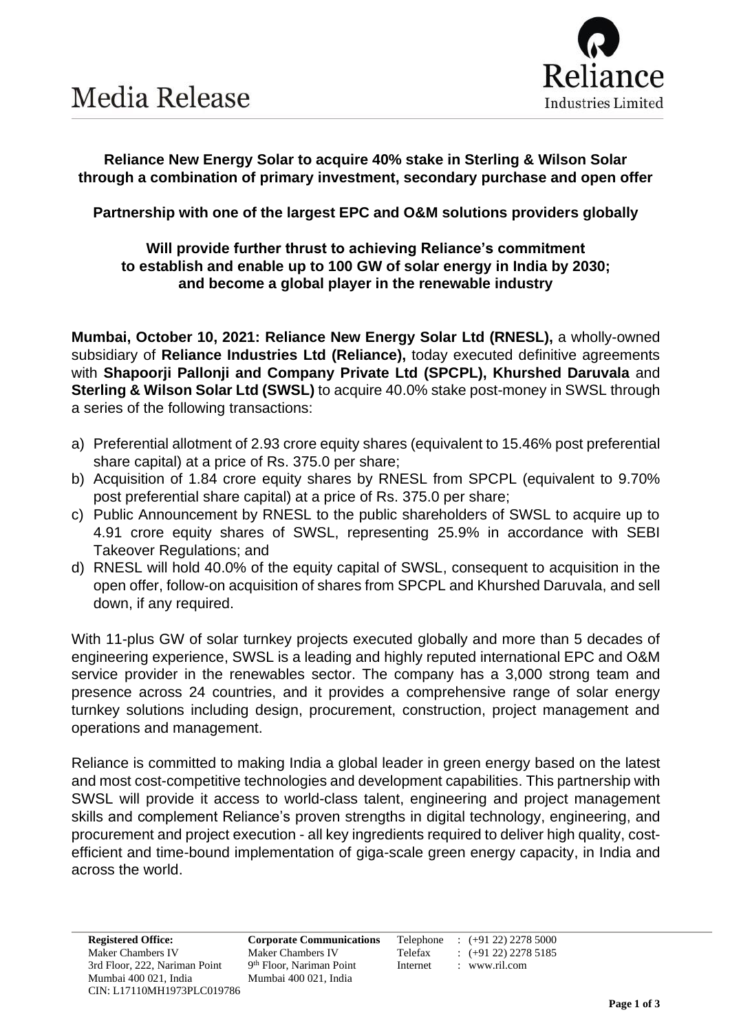# Media Release

**Reliance New Energy Solar to acquire 40% stake in Sterling & Wilson Solar through a combination of primary investment, secondary purchase and open offer**

**Partnership with one of the largest EPC and O&M solutions providers globally**

**Will provide further thrust to achieving Reliance's commitment to establish and enable up to 100 GW of solar energy in India by 2030; and become a global player in the renewable industry**

**Mumbai, October 10, 2021: Reliance New Energy Solar Ltd (RNESL),** a wholly-owned subsidiary of **Reliance Industries Ltd (Reliance),** today executed definitive agreements with **Shapoorji Pallonji and Company Private Ltd (SPCPL), Khurshed Daruvala** and **Sterling & Wilson Solar Ltd (SWSL)** to acquire 40.0% stake post-money in SWSL through a series of the following transactions:

a) Preferential allotment of 2.93 crore equity shares (equivalent to 15.46% post preferential share capital) at a price of Rs. 375.0 per share;
b) Acquisition of 1.84 crore equity shares by RNESL from SPCPL (equivalent to 9.70% post preferential share capital) at a price of Rs. 375.0 per share;
c) Public Announcement by RNESL to the public shareholders of SWSL to acquire up to 4.91 crore equity shares of SWSL, representing 25.9% in accordance with SEBI Takeover Regulations; and
d) RNESL will hold 40.0% of the equity capital of SWSL, consequent to acquisition in the open offer, follow-on acquisition of shares from SPCPL and Khurshed Daruvala, and sell down, if any required.

With 11-plus GW of solar turnkey projects executed globally and more than 5 decades of engineering experience, SWSL is a leading and highly reputed international EPC and O&M service provider in the renewables sector. The company has a 3,000 strong team and presence across 24 countries, and it provides a comprehensive range of solar energy turnkey solutions including design, procurement, construction, project management and operations and management.

Reliance is committed to making India a global leader in green energy based on the latest and most cost-competitive technologies and development capabilities. This partnership with SWSL will provide it access to world-class talent, engineering and project management skills and complement Reliance's proven strengths in digital technology, engineering, and procurement and project execution - all key ingredients required to deliver high quality, cost-efficient and time-bound implementation of giga-scale green energy capacity, in India and across the world.

**Registered Office:**
Maker Chambers IV
3rd Floor, 222, Nariman Point
Mumbai 400 021, India
CIN: L17110MH1973PLC019786

**Corporate Communications**
Maker Chambers IV
9th Floor, Nariman Point
Mumbai 400 021, India

Telephone : (+91 22) 2278 5000
Telefax : (+91 22) 2278 5185
Internet : www.ril.com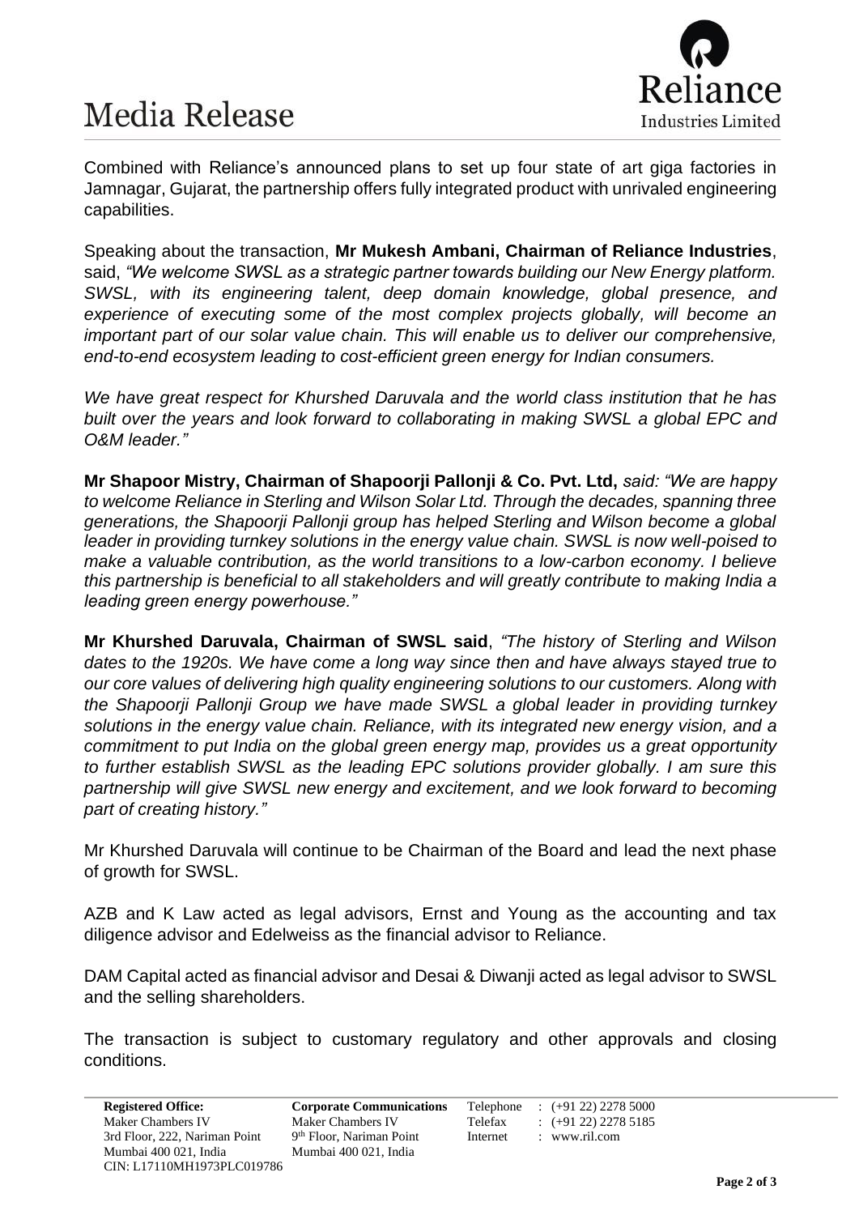# Media Release

Combined with Reliance's announced plans to set up four state of art giga factories in Jamnagar, Gujarat, the partnership offers fully integrated product with unrivaled engineering capabilities.

Speaking about the transaction, **Mr Mukesh Ambani, Chairman of Reliance Industries**, said, *"We welcome SWSL as a strategic partner towards building our New Energy platform. SWSL, with its engineering talent, deep domain knowledge, global presence, and experience of executing some of the most complex projects globally, will become an important part of our solar value chain. This will enable us to deliver our comprehensive, end-to-end ecosystem leading to cost-efficient green energy for Indian consumers.*

*We have great respect for Khurshed Daruvala and the world class institution that he has built over the years and look forward to collaborating in making SWSL a global EPC and O&M leader."*

**Mr Shapoor Mistry, Chairman of Shapoorji Pallonji & Co. Pvt. Ltd,** *said: "We are happy to welcome Reliance in Sterling and Wilson Solar Ltd. Through the decades, spanning three generations, the Shapoorji Pallonji group has helped Sterling and Wilson become a global leader in providing turnkey solutions in the energy value chain. SWSL is now well-poised to make a valuable contribution, as the world transitions to a low-carbon economy. I believe this partnership is beneficial to all stakeholders and will greatly contribute to making India a leading green energy powerhouse."*

**Mr Khurshed Daruvala, Chairman of SWSL said**, *"The history of Sterling and Wilson dates to the 1920s. We have come a long way since then and have always stayed true to our core values of delivering high quality engineering solutions to our customers. Along with the Shapoorji Pallonji Group we have made SWSL a global leader in providing turnkey solutions in the energy value chain. Reliance, with its integrated new energy vision, and a commitment to put India on the global green energy map, provides us a great opportunity to further establish SWSL as the leading EPC solutions provider globally. I am sure this partnership will give SWSL new energy and excitement, and we look forward to becoming part of creating history."*

Mr Khurshed Daruvala will continue to be Chairman of the Board and lead the next phase of growth for SWSL.

AZB and K Law acted as legal advisors, Ernst and Young as the accounting and tax diligence advisor and Edelweiss as the financial advisor to Reliance.

DAM Capital acted as financial advisor and Desai & Diwanji acted as legal advisor to SWSL and the selling shareholders.

The transaction is subject to customary regulatory and other approvals and closing conditions.

**Registered Office:**
Maker Chambers IV
3rd Floor, 222, Nariman Point
Mumbai 400 021, India
CIN: L17110MH1973PLC019786

**Corporate Communications**
Maker Chambers IV
9th Floor, Nariman Point
Mumbai 400 021, India

Telephone : (+91 22) 2278 5000
Telefax : (+91 22) 2278 5185
Internet : www.ril.com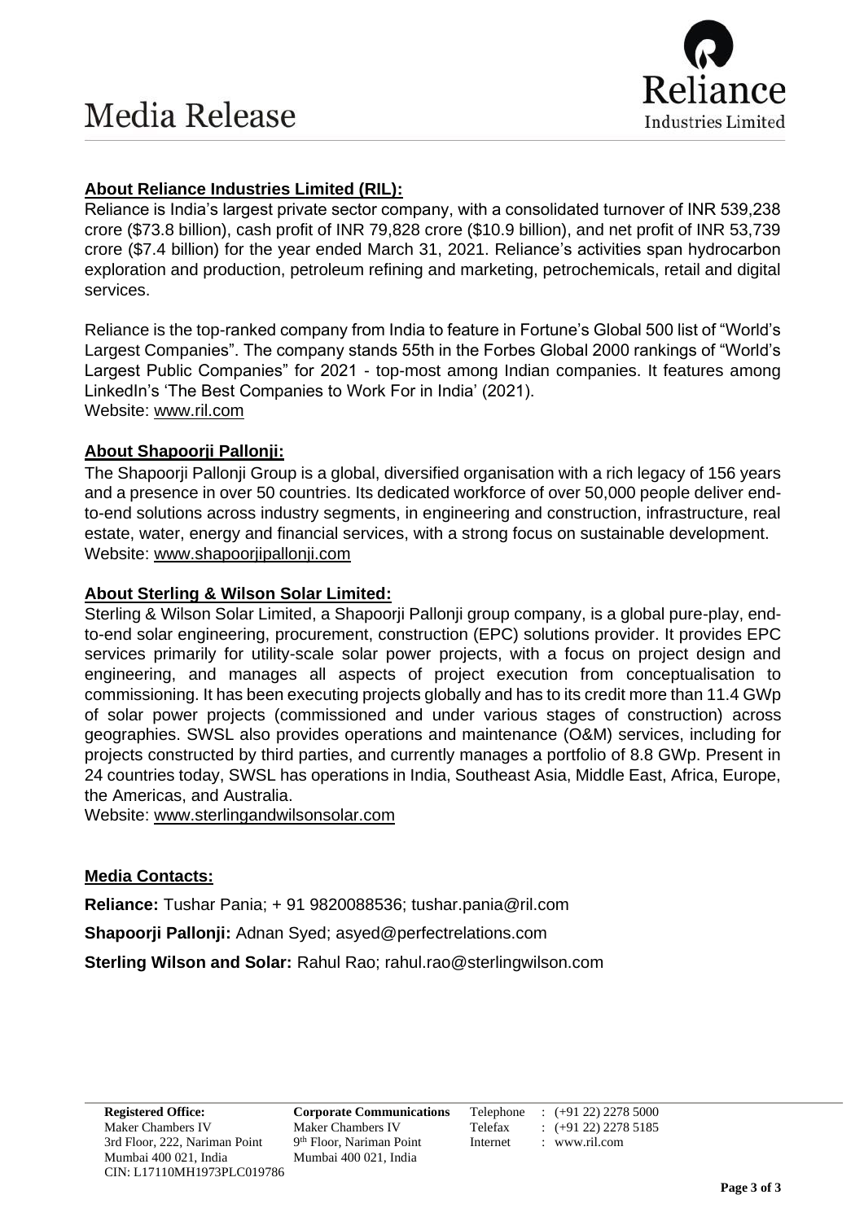## About Reliance Industries Limited (RIL):

Reliance is India's largest private sector company, with a consolidated turnover of INR 539,238 crore ($73.8 billion), cash profit of INR 79,828 crore ($10.9 billion), and net profit of INR 53,739 crore ($7.4 billion) for the year ended March 31, 2021. Reliance's activities span hydrocarbon exploration and production, petroleum refining and marketing, petrochemicals, retail and digital services.

Reliance is the top-ranked company from India to feature in Fortune's Global 500 list of "World's Largest Companies". The company stands 55th in the Forbes Global 2000 rankings of "World's Largest Public Companies" for 2021 - top-most among Indian companies. It features among LinkedIn's 'The Best Companies to Work For in India' (2021).
Website: www.ril.com

## About Shapoorji Pallonji:

The Shapoorji Pallonji Group is a global, diversified organisation with a rich legacy of 156 years and a presence in over 50 countries. Its dedicated workforce of over 50,000 people deliver end-to-end solutions across industry segments, in engineering and construction, infrastructure, real estate, water, energy and financial services, with a strong focus on sustainable development.
Website: www.shapoorjipallonji.com

## About Sterling & Wilson Solar Limited:

Sterling & Wilson Solar Limited, a Shapoorji Pallonji group company, is a global pure-play, end-to-end solar engineering, procurement, construction (EPC) solutions provider. It provides EPC services primarily for utility-scale solar power projects, with a focus on project design and engineering, and manages all aspects of project execution from conceptualisation to commissioning. It has been executing projects globally and has to its credit more than 11.4 GWp of solar power projects (commissioned and under various stages of construction) across geographies. SWSL also provides operations and maintenance (O&M) services, including for projects constructed by third parties, and currently manages a portfolio of 8.8 GWp. Present in 24 countries today, SWSL has operations in India, Southeast Asia, Middle East, Africa, Europe, the Americas, and Australia.
Website: www.sterlingandwilsonsolar.com

## Media Contacts:

**Reliance:** Tushar Pania; + 91 9820088536; tushar.pania@ril.com

**Shapoorji Pallonji:** Adnan Syed; asyed@perfectrelations.com

**Sterling Wilson and Solar:** Rahul Rao; rahul.rao@sterlingwilson.com

**Registered Office:**
Maker Chambers IV
3rd Floor, 222, Nariman Point
Mumbai 400 021, India
CIN: L17110MH1973PLC019786

**Corporate Communications**
Maker Chambers IV
9th Floor, Nariman Point
Mumbai 400 021, India

Telephone : (+91 22) 2278 5000
Telefax : (+91 22) 2278 5185
Internet : www.ril.com